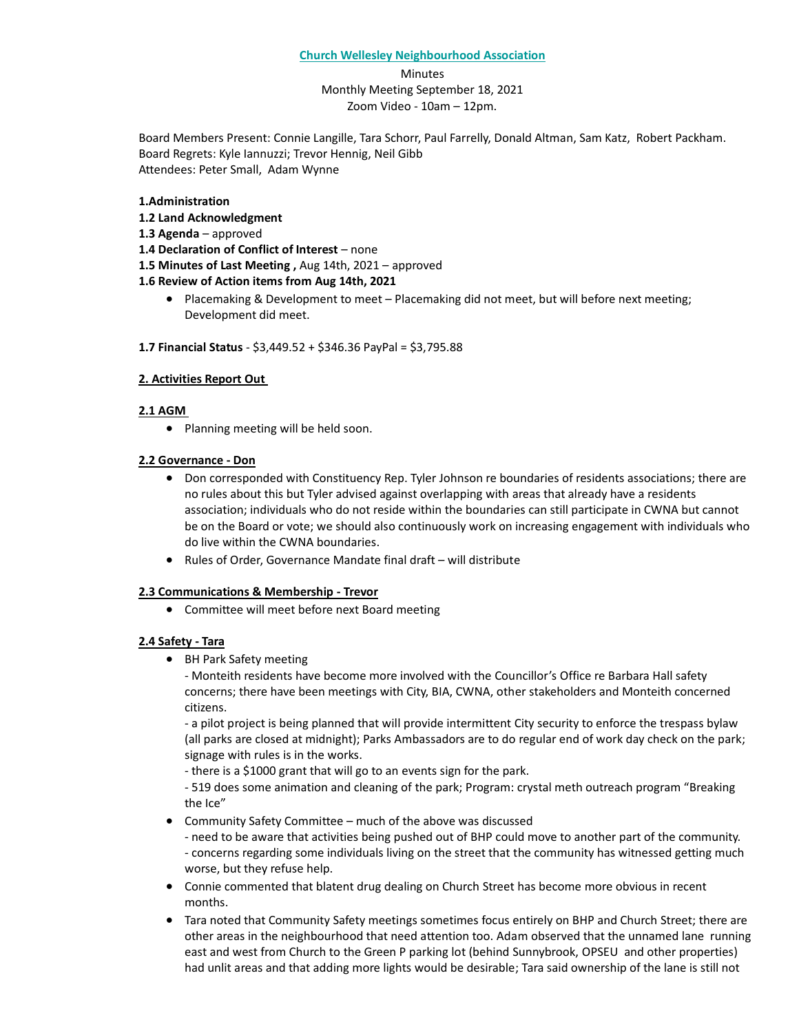**Church Wellesley Neighbourhood Association**

Minutes
Monthly Meeting September 18, 2021
Zoom Video - 10am – 12pm.

Board Members Present: Connie Langille, Tara Schorr, Paul Farrelly, Donald Altman, Sam Katz, Robert Packham.
Board Regrets: Kyle Iannuzzi; Trevor Hennig, Neil Gibb
Attendees: Peter Small, Adam Wynne

**1.Administration**
**1.2 Land Acknowledgment**
**1.3 Agenda** – approved
**1.4 Declaration of Conflict of Interest** – none
**1.5 Minutes of Last Meeting ,** Aug 14th, 2021 – approved
**1.6 Review of Action items from Aug 14th, 2021**

- Placemaking & Development to meet – Placemaking did not meet, but will before next meeting; Development did meet.

**1.7 Financial Status** - $3,449.52 + $346.36 PayPal = $3,795.88

**2. Activities Report Out**

**2.1 AGM**

- Planning meeting will be held soon.

**2.2 Governance - Don**

- Don corresponded with Constituency Rep. Tyler Johnson re boundaries of residents associations; there are no rules about this but Tyler advised against overlapping with areas that already have a residents association; individuals who do not reside within the boundaries can still participate in CWNA but cannot be on the Board or vote; we should also continuously work on increasing engagement with individuals who do live within the CWNA boundaries.
- Rules of Order, Governance Mandate final draft – will distribute

**2.3 Communications & Membership - Trevor**

- Committee will meet before next Board meeting

**2.4 Safety - Tara**

- BH Park Safety meeting
  - Monteith residents have become more involved with the Councillor's Office re Barbara Hall safety concerns; there have been meetings with City, BIA, CWNA, other stakeholders and Monteith concerned citizens.
  - a pilot project is being planned that will provide intermittent City security to enforce the trespass bylaw (all parks are closed at midnight); Parks Ambassadors are to do regular end of work day check on the park; signage with rules is in the works.
  - there is a $1000 grant that will go to an events sign for the park.
  - 519 does some animation and cleaning of the park; Program: crystal meth outreach program "Breaking the Ice"
- Community Safety Committee – much of the above was discussed
  - need to be aware that activities being pushed out of BHP could move to another part of the community.
  - concerns regarding some individuals living on the street that the community has witnessed getting much worse, but they refuse help.
- Connie commented that blatent drug dealing on Church Street has become more obvious in recent months.
- Tara noted that Community Safety meetings sometimes focus entirely on BHP and Church Street; there are other areas in the neighbourhood that need attention too. Adam observed that the unnamed lane running east and west from Church to the Green P parking lot (behind Sunnybrook, OPSEU and other properties) had unlit areas and that adding more lights would be desirable; Tara said ownership of the lane is still not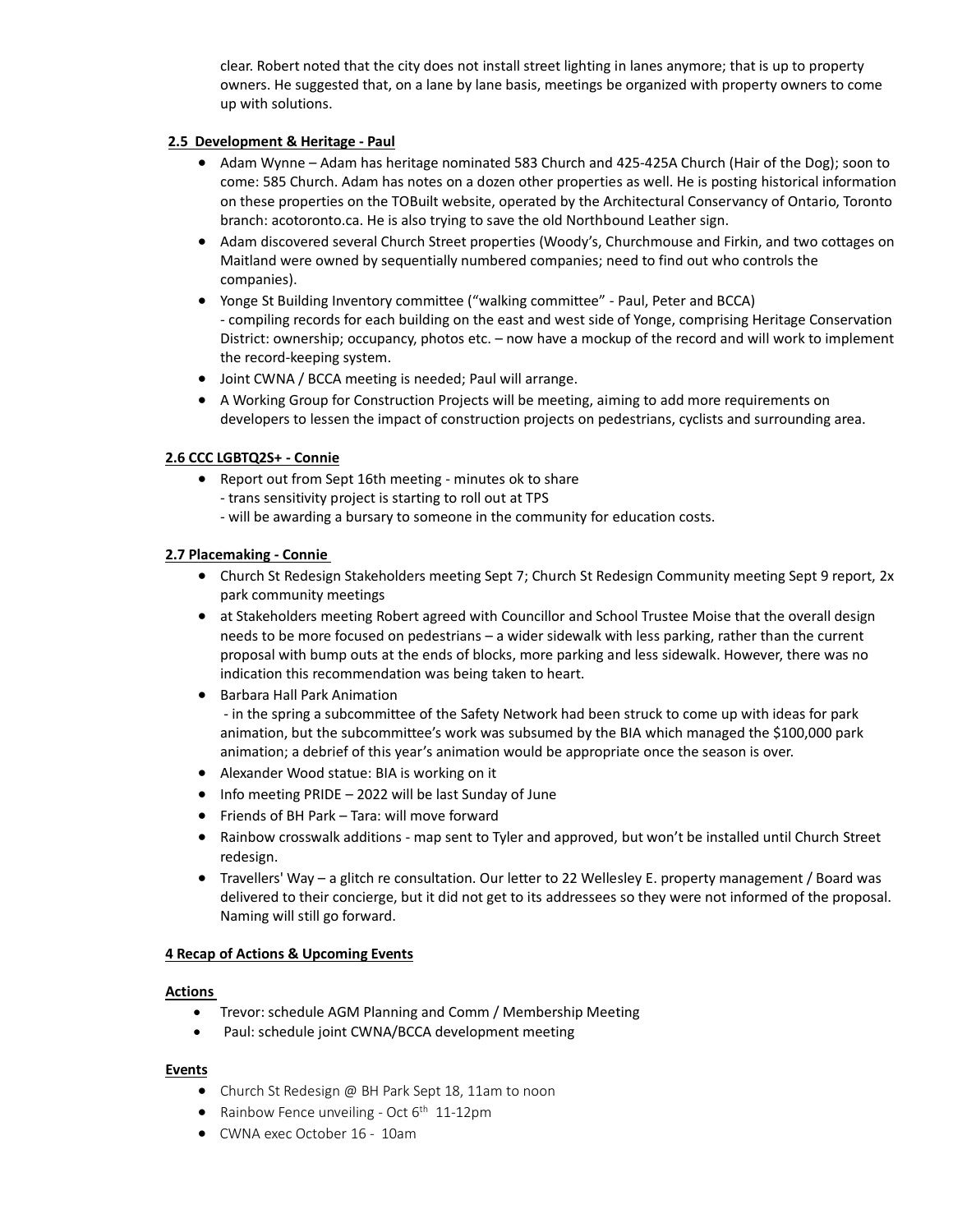clear. Robert noted that the city does not install street lighting in lanes anymore; that is up to property owners. He suggested that, on a lane by lane basis, meetings be organized with property owners to come up with solutions.

**2.5 Development & Heritage - Paul**

- Adam Wynne – Adam has heritage nominated 583 Church and 425-425A Church (Hair of the Dog); soon to come: 585 Church. Adam has notes on a dozen other properties as well. He is posting historical information on these properties on the TOBuilt website, operated by the Architectural Conservancy of Ontario, Toronto branch: acotoronto.ca. He is also trying to save the old Northbound Leather sign.
- Adam discovered several Church Street properties (Woody's, Churchmouse and Firkin, and two cottages on Maitland were owned by sequentially numbered companies; need to find out who controls the companies).
- Yonge St Building Inventory committee ("walking committee" - Paul, Peter and BCCA)
  - compiling records for each building on the east and west side of Yonge, comprising Heritage Conservation District: ownership; occupancy, photos etc. – now have a mockup of the record and will work to implement the record-keeping system.
- Joint CWNA / BCCA meeting is needed; Paul will arrange.
- A Working Group for Construction Projects will be meeting, aiming to add more requirements on developers to lessen the impact of construction projects on pedestrians, cyclists and surrounding area.

**2.6 CCC LGBTQ2S+ - Connie**

- Report out from Sept 16th meeting - minutes ok to share
  - trans sensitivity project is starting to roll out at TPS
  - will be awarding a bursary to someone in the community for education costs.

**2.7 Placemaking - Connie**

- Church St Redesign Stakeholders meeting Sept 7; Church St Redesign Community meeting Sept 9 report, 2x park community meetings
- at Stakeholders meeting Robert agreed with Councillor and School Trustee Moise that the overall design needs to be more focused on pedestrians – a wider sidewalk with less parking, rather than the current proposal with bump outs at the ends of blocks, more parking and less sidewalk. However, there was no indication this recommendation was being taken to heart.
- Barbara Hall Park Animation
  - in the spring a subcommittee of the Safety Network had been struck to come up with ideas for park animation, but the subcommittee's work was subsumed by the BIA which managed the $100,000 park animation; a debrief of this year's animation would be appropriate once the season is over.
- Alexander Wood statue: BIA is working on it
- Info meeting PRIDE – 2022 will be last Sunday of June
- Friends of BH Park – Tara: will move forward
- Rainbow crosswalk additions - map sent to Tyler and approved, but won't be installed until Church Street redesign.
- Travellers' Way – a glitch re consultation. Our letter to 22 Wellesley E. property management / Board was delivered to their concierge, but it did not get to its addressees so they were not informed of the proposal. Naming will still go forward.

**4 Recap of Actions & Upcoming Events**

**Actions**

- Trevor: schedule AGM Planning and Comm / Membership Meeting
- Paul: schedule joint CWNA/BCCA development meeting

**Events**

- Church St Redesign @ BH Park Sept 18, 11am to noon
- Rainbow Fence unveiling - Oct 6th 11-12pm
- CWNA exec October 16 - 10am